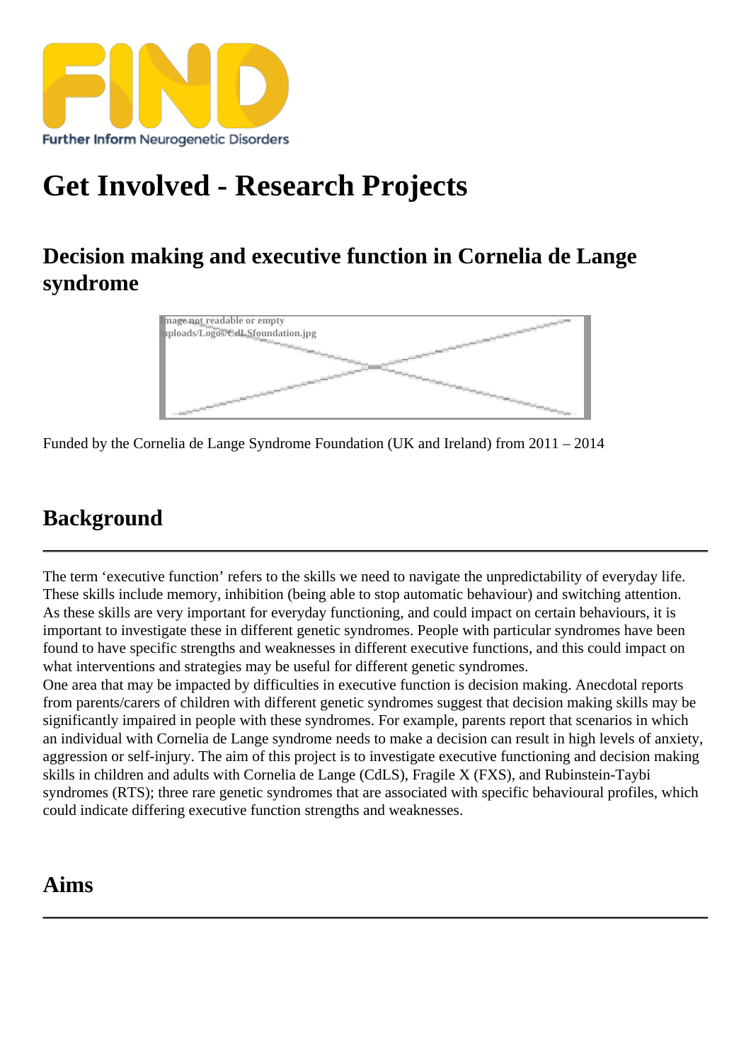# Get Involved - Research Projects

## Decision making and executive function in Cornelia de Lange syndrome

Funded by the Cornelia de Lange Syndrome Foundation (UK and Ireland) from 2011 – 2014

## Background

The term 'executive function' refers to the skills we need to navigate the unpredictability of everyday life. These skills include memory, inhibition (being able to stop automatic behaviour) and switching attention. As these skills are very important for everyday functioning, and could impact on certain behaviours, it is important to investigate these in different genetic syndromes. People with particular syndromes have been found to have specific strengths and weaknesses in different executive functions, and this could impact on what interventions and strategies may be useful for different genetic syndromes.

One area that may be impacted by difficulties in executive function is decision making. Anecdotal reports from parents/carers of children with different genetic syndromes suggest that decision making skills may be significantly impaired in people with these syndromes. For example, parents report that scenarios in which an individual with Cornelia de Lange syndrome needs to make a decision can result in high levels of anxiety, aggression or self-injury. The aim of this project is to investigate executive functioning and decision making skills in children and adults with Cornelia de Lange (CdLS), Fragile X (FXS), and Rubinstein-Taybi syndromes (RTS); three rare genetic syndromes that are associated with specific behavioural profiles, which could indicate differing executive function strengths and weaknesses.

## Aims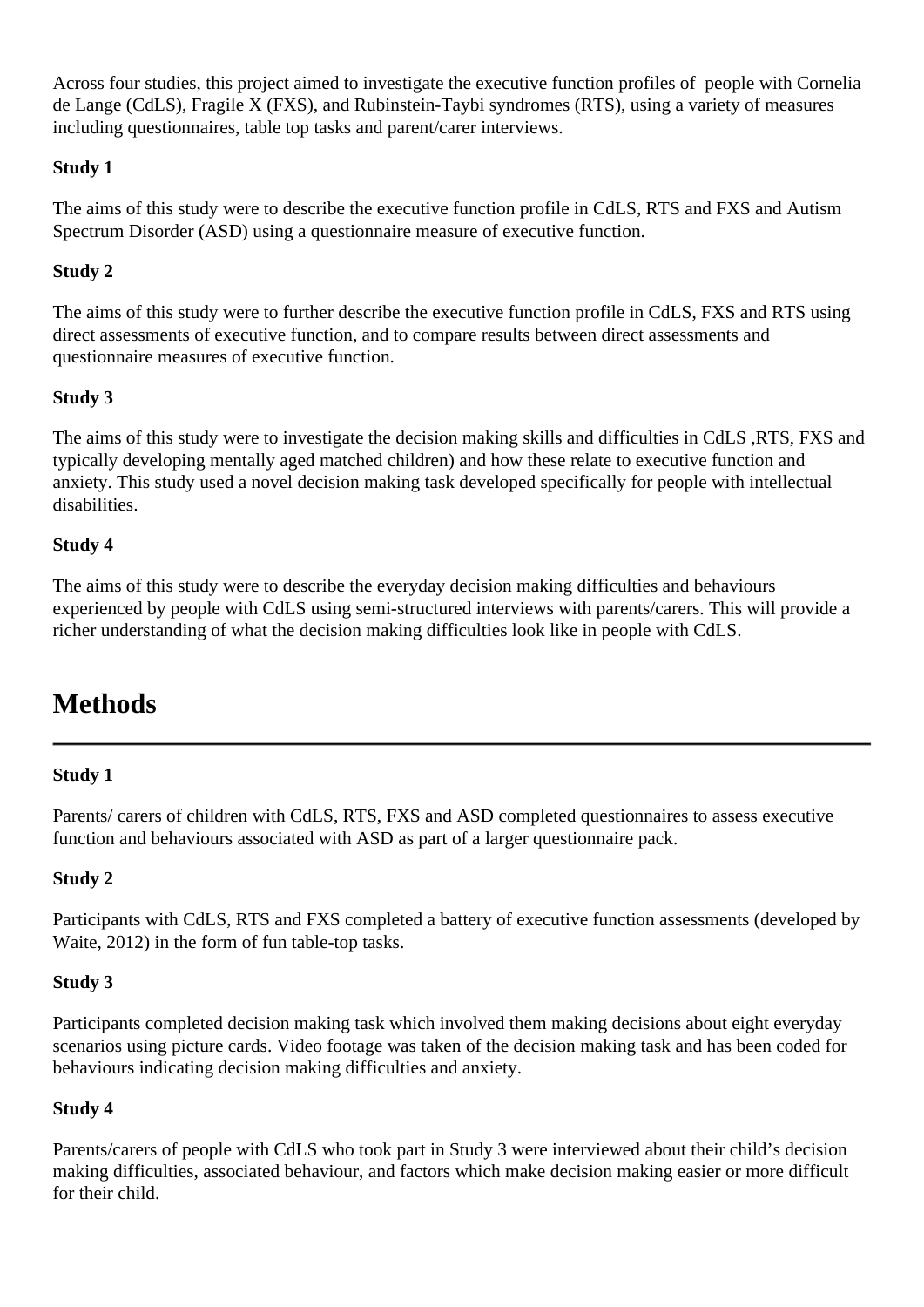Across four studies, this project aimed to investigate the executive function profiles of people with Cornelia de Lange (CdLS), Fragile X (FXS), and Rubinstein-Taybi syndromes (RTS), using a variety of measures including questionnaires, table top tasks and parent/carer interviews.

**Study 1**

The aims of this study were to describe the executive function profile in CdLS, RTS and FXS and Autism Spectrum Disorder (ASD) using a questionnaire measure of executive function.

**Study 2**

The aims of this study were to further describe the executive function profile in CdLS, FXS and RTS using direct assessments of executive function, and to compare results between direct assessments and questionnaire measures of executive function.

**Study 3**

The aims of this study were to investigate the decision making skills and difficulties in CdLS ,RTS, FXS and typically developing mentally aged matched children) and how these relate to executive function and anxiety. This study used a novel decision making task developed specifically for people with intellectual disabilities.

**Study 4**

The aims of this study were to describe the everyday decision making difficulties and behaviours experienced by people with CdLS using semi-structured interviews with parents/carers. This will provide a richer understanding of what the decision making difficulties look like in people with CdLS.

## Methods

**Study 1**

Parents/ carers of children with CdLS, RTS, FXS and ASD completed questionnaires to assess executive function and behaviours associated with ASD as part of a larger questionnaire pack.

**Study 2**

Participants with CdLS, RTS and FXS completed a battery of executive function assessments (developed by Waite, 2012) in the form of fun table-top tasks.

**Study 3**

Participants completed decision making task which involved them making decisions about eight everyday scenarios using picture cards. Video footage was taken of the decision making task and has been coded for behaviours indicating decision making difficulties and anxiety.

**Study 4**

Parents/carers of people with CdLS who took part in Study 3 were interviewed about their child's decision making difficulties, associated behaviour, and factors which make decision making easier or more difficult for their child.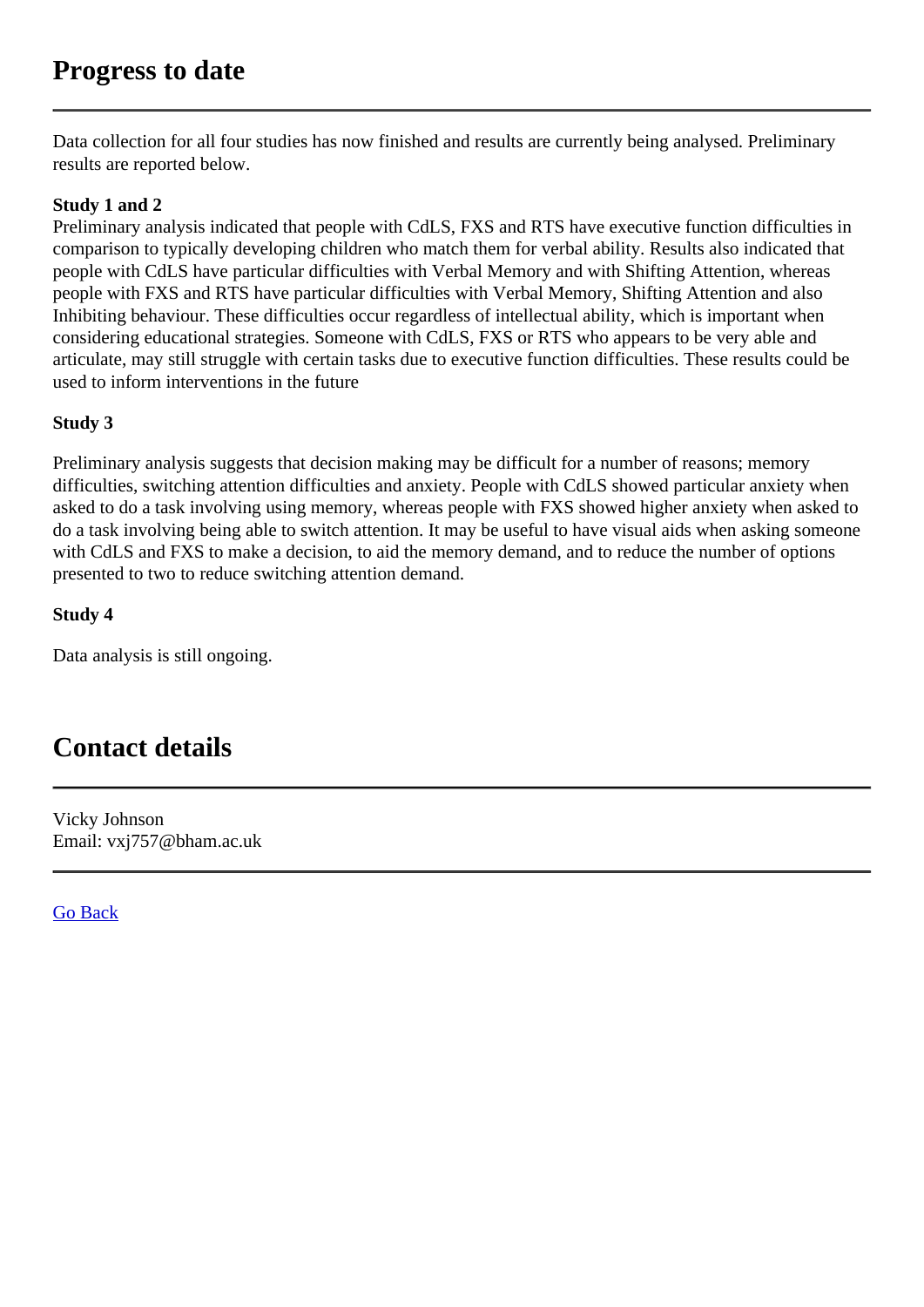## Progress to date

Data collection for all four studies has now finished and results are currently being analysed. Preliminary results are reported below.

**Study 1 and 2**

Preliminary analysis indicated that people with CdLS, FXS and RTS have executive function difficulties in comparison to typically developing children who match them for verbal ability. Results also indicated that people with CdLS have particular difficulties with Verbal Memory and with Shifting Attention, whereas people with FXS and RTS have particular difficulties with Verbal Memory, Shifting Attention and also Inhibiting behaviour. These difficulties occur regardless of intellectual ability, which is important when considering educational strategies. Someone with CdLS, FXS or RTS who appears to be very able and articulate, may still struggle with certain tasks due to executive function difficulties. These results could be used to inform interventions in the future

**Study 3**

Preliminary analysis suggests that decision making may be difficult for a number of reasons; memory difficulties, switching attention difficulties and anxiety. People with CdLS showed particular anxiety when asked to do a task involving using memory, whereas people with FXS showed higher anxiety when asked to do a task involving being able to switch attention. It may be useful to have visual aids when asking someone with CdLS and FXS to make a decision, to aid the memory demand, and to reduce the number of options presented to two to reduce switching attention demand.

**Study 4**

Data analysis is still ongoing.

## Contact details

Vicky Johnson
Email: vxj757@bham.ac.uk

Go Back